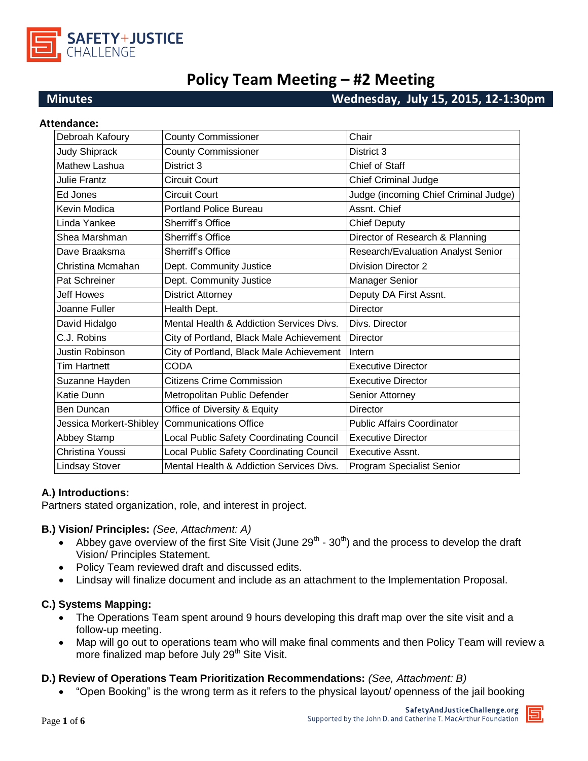# Policy Team Meeting – #2 Meeting

**Minutes** — **Wednesday, July 15, 2015, 12-1:30pm**

**Attendance:**

| | | |
|---|---|---|
| Debroah Kafoury | County Commissioner | Chair |
| Judy Shiprack | County Commissioner | District 3 |
| Mathew Lashua | District 3 | Chief of Staff |
| Julie Frantz | Circuit Court | Chief Criminal Judge |
| Ed Jones | Circuit Court | Judge (incoming Chief Criminal Judge) |
| Kevin Modica | Portland Police Bureau | Assnt. Chief |
| Linda Yankee | Sherriff's Office | Chief Deputy |
| Shea Marshman | Sherriff's Office | Director of Research & Planning |
| Dave Braaksma | Sherriff's Office | Research/Evaluation Analyst Senior |
| Christina Mcmahan | Dept. Community Justice | Division Director 2 |
| Pat Schreiner | Dept. Community Justice | Manager Senior |
| Jeff Howes | District Attorney | Deputy DA First Assnt. |
| Joanne Fuller | Health Dept. | Director |
| David Hidalgo | Mental Health & Addiction Services Divs. | Divs. Director |
| C.J. Robins | City of Portland, Black Male Achievement | Director |
| Justin Robinson | City of Portland, Black Male Achievement | Intern |
| Tim Hartnett | CODA | Executive Director |
| Suzanne Hayden | Citizens Crime Commission | Executive Director |
| Katie Dunn | Metropolitan Public Defender | Senior Attorney |
| Ben Duncan | Office of Diversity & Equity | Director |
| Jessica Morkert-Shibley | Communications Office | Public Affairs Coordinator |
| Abbey Stamp | Local Public Safety Coordinating Council | Executive Director |
| Christina Youssi | Local Public Safety Coordinating Council | Executive Assnt. |
| Lindsay Stover | Mental Health & Addiction Services Divs. | Program Specialist Senior |

**A.) Introductions:**

Partners stated organization, role, and interest in project.

**B.) Vision/ Principles:** *(See, Attachment: A)*

- Abbey gave overview of the first Site Visit (June 29th - 30th) and the process to develop the draft Vision/ Principles Statement.
- Policy Team reviewed draft and discussed edits.
- Lindsay will finalize document and include as an attachment to the Implementation Proposal.

**C.) Systems Mapping:**

- The Operations Team spent around 9 hours developing this draft map over the site visit and a follow-up meeting.
- Map will go out to operations team who will make final comments and then Policy Team will review a more finalized map before July 29th Site Visit.

**D.) Review of Operations Team Prioritization Recommendations:** *(See, Attachment: B)*

- "Open Booking" is the wrong term as it refers to the physical layout/ openness of the jail booking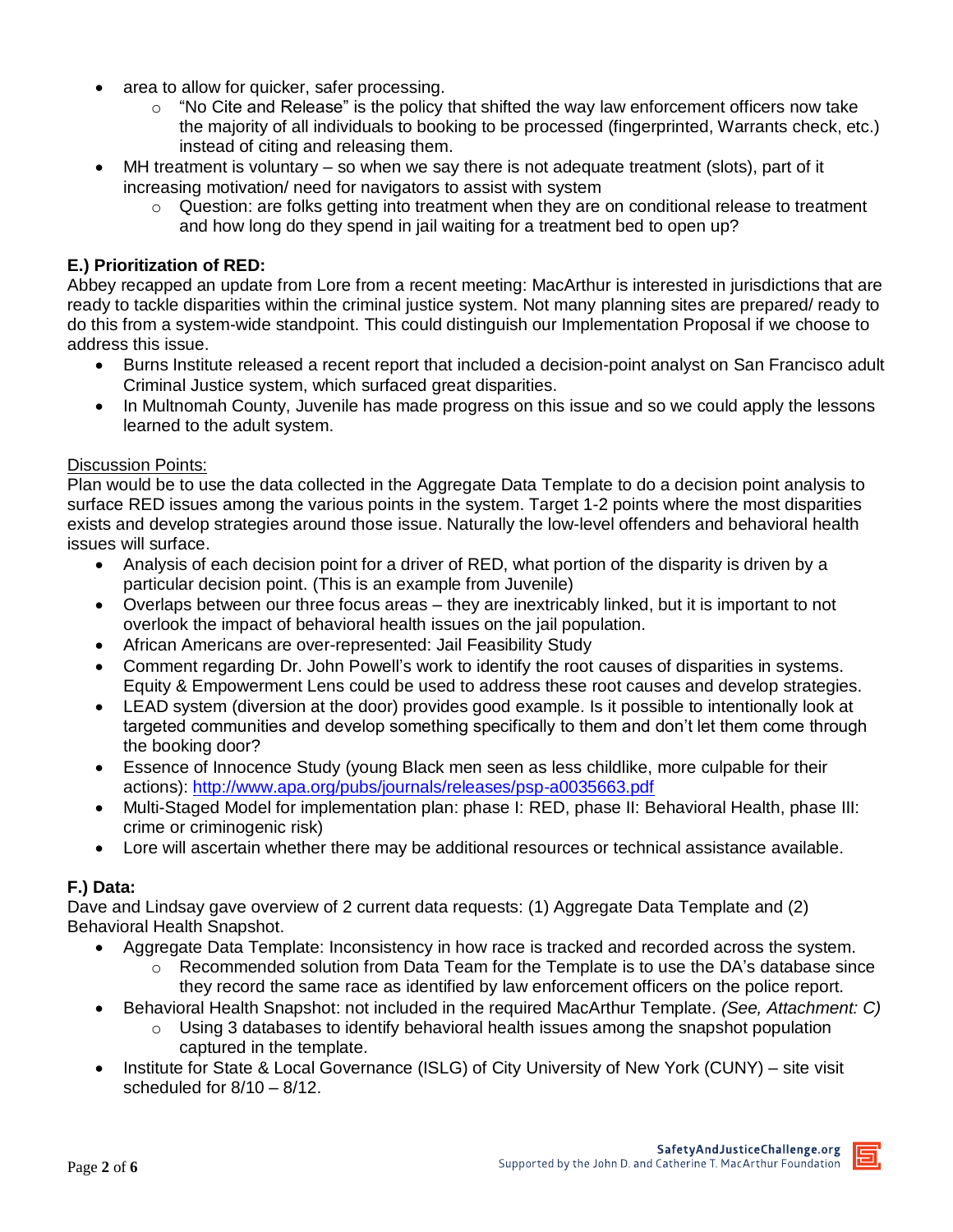- area to allow for quicker, safer processing.
  - "No Cite and Release" is the policy that shifted the way law enforcement officers now take the majority of all individuals to booking to be processed (fingerprinted, Warrants check, etc.) instead of citing and releasing them.
- MH treatment is voluntary – so when we say there is not adequate treatment (slots), part of it increasing motivation/ need for navigators to assist with system
  - Question: are folks getting into treatment when they are on conditional release to treatment and how long do they spend in jail waiting for a treatment bed to open up?

**E.) Prioritization of RED:**

Abbey recapped an update from Lore from a recent meeting: MacArthur is interested in jurisdictions that are ready to tackle disparities within the criminal justice system. Not many planning sites are prepared/ ready to do this from a system-wide standpoint. This could distinguish our Implementation Proposal if we choose to address this issue.

- Burns Institute released a recent report that included a decision-point analyst on San Francisco adult Criminal Justice system, which surfaced great disparities.
- In Multnomah County, Juvenile has made progress on this issue and so we could apply the lessons learned to the adult system.

Discussion Points:

Plan would be to use the data collected in the Aggregate Data Template to do a decision point analysis to surface RED issues among the various points in the system. Target 1-2 points where the most disparities exists and develop strategies around those issue. Naturally the low-level offenders and behavioral health issues will surface.

- Analysis of each decision point for a driver of RED, what portion of the disparity is driven by a particular decision point. (This is an example from Juvenile)
- Overlaps between our three focus areas – they are inextricably linked, but it is important to not overlook the impact of behavioral health issues on the jail population.
- African Americans are over-represented: Jail Feasibility Study
- Comment regarding Dr. John Powell's work to identify the root causes of disparities in systems. Equity & Empowerment Lens could be used to address these root causes and develop strategies.
- LEAD system (diversion at the door) provides good example. Is it possible to intentionally look at targeted communities and develop something specifically to them and don't let them come through the booking door?
- Essence of Innocence Study (young Black men seen as less childlike, more culpable for their actions): http://www.apa.org/pubs/journals/releases/psp-a0035663.pdf
- Multi-Staged Model for implementation plan: phase I: RED, phase II: Behavioral Health, phase III: crime or criminogenic risk)
- Lore will ascertain whether there may be additional resources or technical assistance available.

**F.) Data:**

Dave and Lindsay gave overview of 2 current data requests: (1) Aggregate Data Template and (2) Behavioral Health Snapshot.

- Aggregate Data Template: Inconsistency in how race is tracked and recorded across the system.
  - Recommended solution from Data Team for the Template is to use the DA's database since they record the same race as identified by law enforcement officers on the police report.
- Behavioral Health Snapshot: not included in the required MacArthur Template. *(See, Attachment: C)*
  - Using 3 databases to identify behavioral health issues among the snapshot population captured in the template.
- Institute for State & Local Governance (ISLG) of City University of New York (CUNY) – site visit scheduled for 8/10 – 8/12.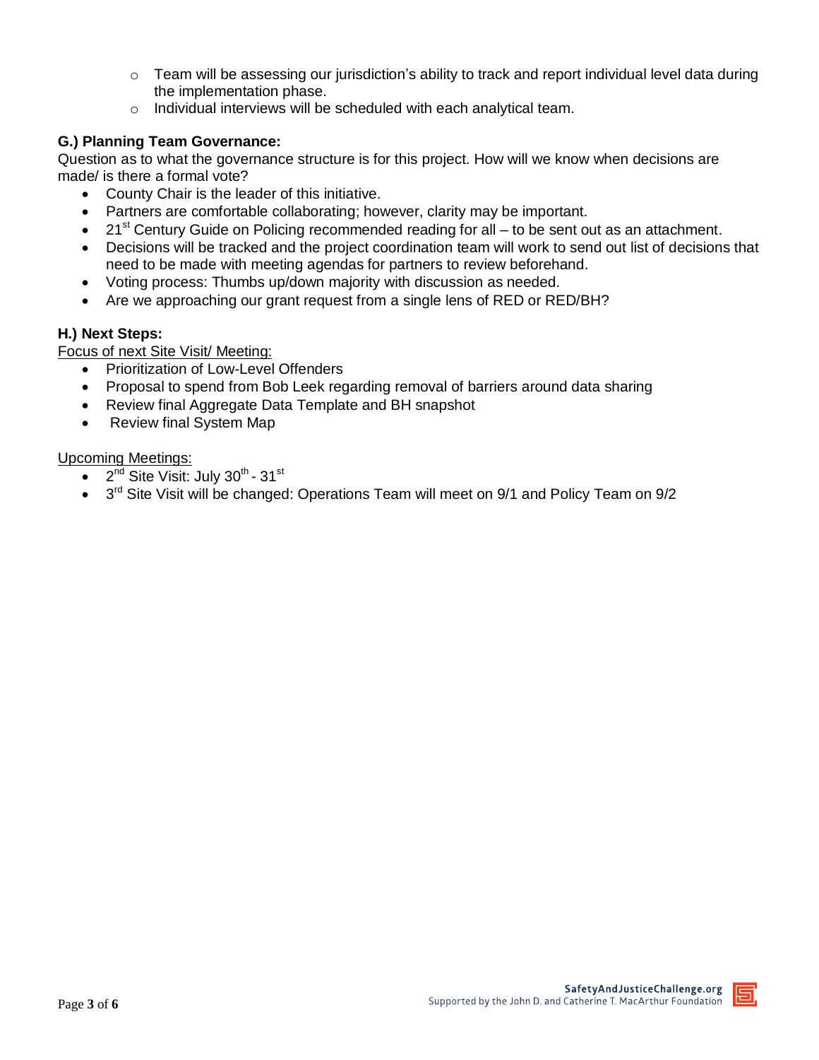- Team will be assessing our jurisdiction's ability to track and report individual level data during the implementation phase.
- Individual interviews will be scheduled with each analytical team.

**G.) Planning Team Governance:**

Question as to what the governance structure is for this project. How will we know when decisions are made/ is there a formal vote?

- County Chair is the leader of this initiative.
- Partners are comfortable collaborating; however, clarity may be important.
- 21st Century Guide on Policing recommended reading for all – to be sent out as an attachment.
- Decisions will be tracked and the project coordination team will work to send out list of decisions that need to be made with meeting agendas for partners to review beforehand.
- Voting process: Thumbs up/down majority with discussion as needed.
- Are we approaching our grant request from a single lens of RED or RED/BH?

**H.) Next Steps:**

Focus of next Site Visit/ Meeting:

- Prioritization of Low-Level Offenders
- Proposal to spend from Bob Leek regarding removal of barriers around data sharing
- Review final Aggregate Data Template and BH snapshot
- Review final System Map

Upcoming Meetings:

- 2nd Site Visit: July 30th - 31st
- 3rd Site Visit will be changed: Operations Team will meet on 9/1 and Policy Team on 9/2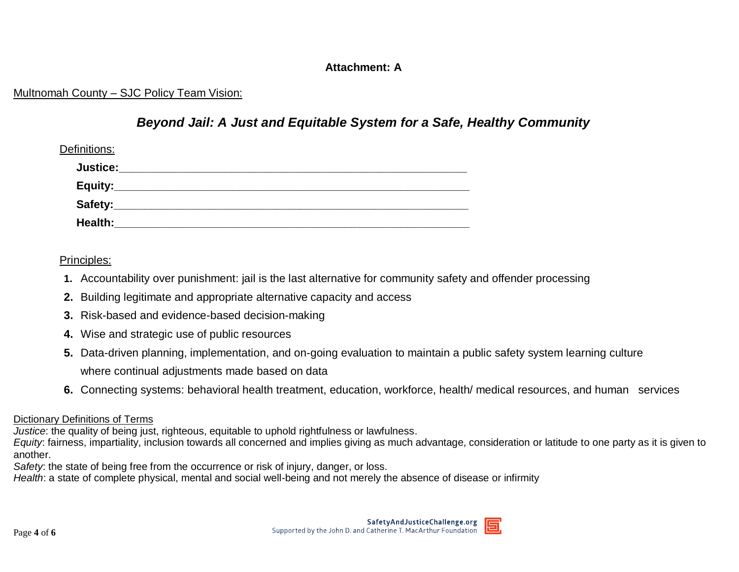**Attachment: A**

<u>Multnomah County – SJC Policy Team Vision:</u>

## ***Beyond Jail: A Just and Equitable System for a Safe, Healthy Community***

<u>Definitions:</u>

**Justice:**\_\_\_\_\_\_\_\_\_\_\_\_\_\_\_\_\_\_\_\_\_\_\_\_\_\_\_\_\_\_\_\_\_\_\_\_\_\_\_\_\_\_\_\_\_\_\_\_\_\_\_\_\_\_

**Equity:**\_\_\_\_\_\_\_\_\_\_\_\_\_\_\_\_\_\_\_\_\_\_\_\_\_\_\_\_\_\_\_\_\_\_\_\_\_\_\_\_\_\_\_\_\_\_\_\_\_\_\_\_\_\_\_\_

**Safety:**\_\_\_\_\_\_\_\_\_\_\_\_\_\_\_\_\_\_\_\_\_\_\_\_\_\_\_\_\_\_\_\_\_\_\_\_\_\_\_\_\_\_\_\_\_\_\_\_\_\_\_\_\_\_\_\_

**Health:**\_\_\_\_\_\_\_\_\_\_\_\_\_\_\_\_\_\_\_\_\_\_\_\_\_\_\_\_\_\_\_\_\_\_\_\_\_\_\_\_\_\_\_\_\_\_\_\_\_\_\_\_\_\_\_\_

<u>Principles:</u>

1. Accountability over punishment: jail is the last alternative for community safety and offender processing
2. Building legitimate and appropriate alternative capacity and access
3. Risk-based and evidence-based decision-making
4. Wise and strategic use of public resources
5. Data-driven planning, implementation, and on-going evaluation to maintain a public safety system learning culture where continual adjustments made based on data
6. Connecting systems: behavioral health treatment, education, workforce, health/ medical resources, and human services

<u>Dictionary Definitions of Terms</u>

*Justice*: the quality of being just, righteous, equitable to uphold rightfulness or lawfulness.
*Equity*: fairness, impartiality, inclusion towards all concerned and implies giving as much advantage, consideration or latitude to one party as it is given to another.
*Safety*: the state of being free from the occurrence or risk of injury, danger, or loss.
*Health*: a state of complete physical, mental and social well-being and not merely the absence of disease or infirmity

SafetyAndJusticeChallenge.org
Supported by the John D. and Catherine T. MacArthur Foundation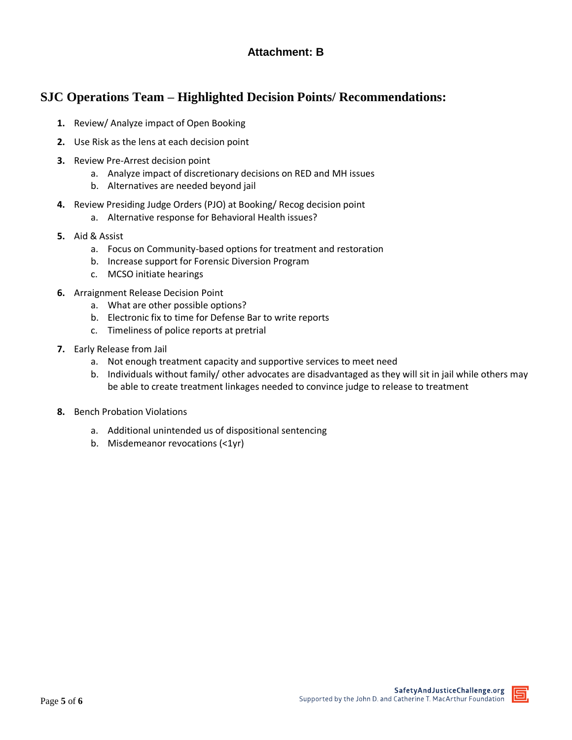### Attachment: B

## SJC Operations Team – Highlighted Decision Points/ Recommendations:

1. Review/ Analyze impact of Open Booking
2. Use Risk as the lens at each decision point
3. Review Pre-Arrest decision point
    a. Analyze impact of discretionary decisions on RED and MH issues
    b. Alternatives are needed beyond jail
4. Review Presiding Judge Orders (PJO) at Booking/ Recog decision point
    a. Alternative response for Behavioral Health issues?
5. Aid & Assist
    a. Focus on Community-based options for treatment and restoration
    b. Increase support for Forensic Diversion Program
    c. MCSO initiate hearings
6. Arraignment Release Decision Point
    a. What are other possible options?
    b. Electronic fix to time for Defense Bar to write reports
    c. Timeliness of police reports at pretrial
7. Early Release from Jail
    a. Not enough treatment capacity and supportive services to meet need
    b. Individuals without family/ other advocates are disadvantaged as they will sit in jail while others may be able to create treatment linkages needed to convince judge to release to treatment
8. Bench Probation Violations
    a. Additional unintended us of dispositional sentencing
    b. Misdemeanor revocations (<1yr)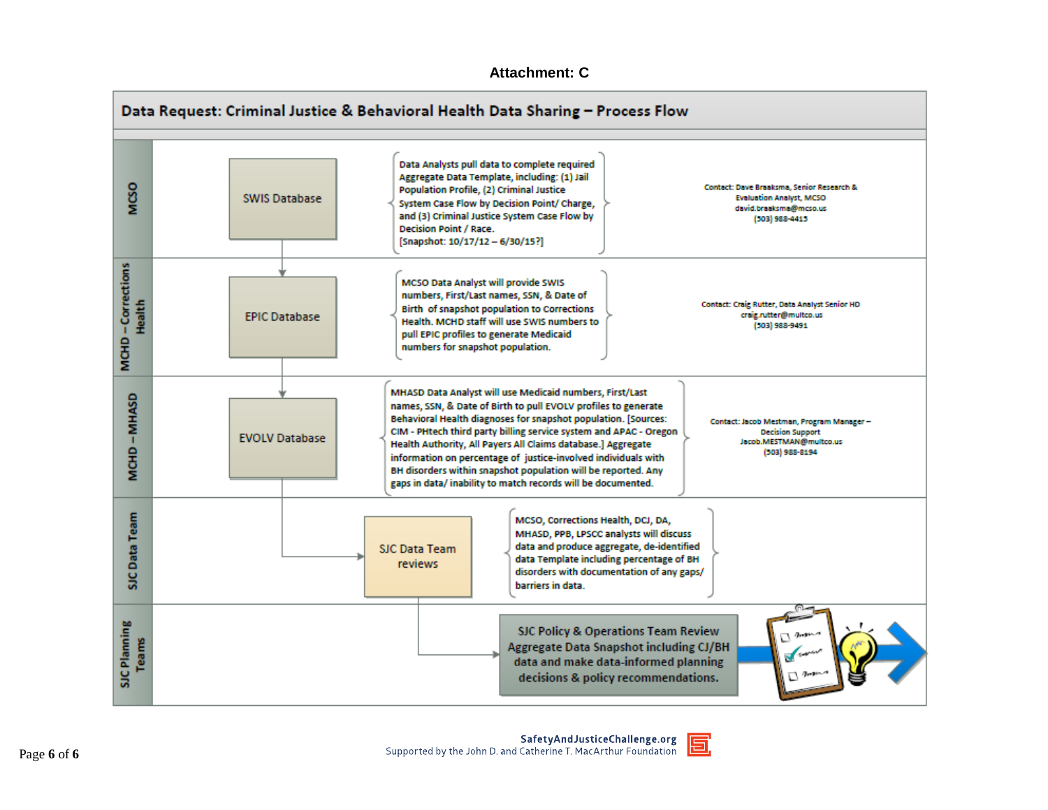**Attachment: C**

## Data Request: Criminal Justice & Behavioral Health Data Sharing – Process Flow

### MCSO

**SWIS Database**

Data Analysts pull data to complete required Aggregate Data Template, including: (1) Jail Population Profile, (2) Criminal Justice System Case Flow by Decision Point/ Charge, and (3) Criminal Justice System Case Flow by Decision Point / Race. [Snapshot: 10/17/12 – 6/30/15?]

Contact: Dave Braaksma, Senior Research & Evaluation Analyst, MCSO
david.braaksma@mcso.us
(503) 988-4415

### MCHD – Corrections Health

**EPIC Database**

MCSO Data Analyst will provide SWIS numbers, First/Last names, SSN, & Date of Birth of snapshot population to Corrections Health. MCHD staff will use SWIS numbers to pull EPIC profiles to generate Medicaid numbers for snapshot population.

Contact: Craig Rutter, Data Analyst Senior HD
craig.rutter@multco.us
(503) 988-9491

### MCHD – MHASD

**EVOLV Database**

MHASD Data Analyst will use Medicaid numbers, First/Last names, SSN, & Date of Birth to pull EVOLV profiles to generate Behavioral Health diagnoses for snapshot population. [Sources: CIM - PHtech third party billing service system and APAC - Oregon Health Authority, All Payers All Claims database.] Aggregate information on percentage of justice-involved individuals with BH disorders within snapshot population will be reported. Any gaps in data/ inability to match records will be documented.

Contact: Jacob Mestman, Program Manager – Decision Support
Jacob.MESTMAN@multco.us
(503) 988-8194

### SJC Data Team

**SJC Data Team reviews**

MCSO, Corrections Health, DCJ, DA, MHASD, PPB, LPSCC analysts will discuss data and produce aggregate, de-identified data Template including percentage of BH disorders with documentation of any gaps/ barriers in data.

### SJC Planning Teams

**SJC Policy & Operations Team Review Aggregate Data Snapshot including CJ/BH data and make data-informed planning decisions & policy recommendations.**

SafetyAndJusticeChallenge.org
Supported by the John D. and Catherine T. MacArthur Foundation